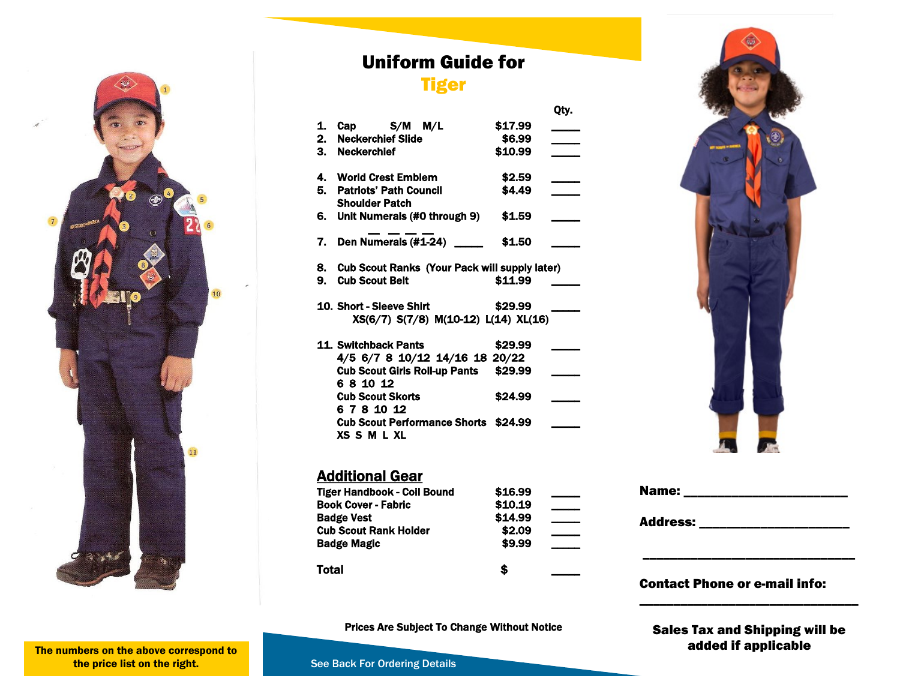# Uniform Guide for Tiger

| | Item | Price | Qty. |
|---|---|---|---|
| 1. | Cap S/M M/L | $17.99 | ____ |
| 2. | Neckerchief Slide | $6.99 | ____ |
| 3. | Neckerchief | $10.99 | ____ |
| 4. | World Crest Emblem | $2.59 | ____ |
| 5. | Patriots' Path Council Shoulder Patch | $4.49 | ____ |
| 6. | Unit Numerals (#0 through 9) _ _ _ _ | $1.59 | ____ |
| 7. | Den Numerals (#1-24) ____ | $1.50 | ____ |
| 8. | Cub Scout Ranks (Your Pack will supply later) | | |
| 9. | Cub Scout Belt | $11.99 | ____ |
| 10. | Short - Sleeve Shirt XS(6/7) S(7/8) M(10-12) L(14) XL(16) | $29.99 | ____ |
| 11. | Switchback Pants 4/5 6/7 8 10/12 14/16 18 20/22 | $29.99 | ____ |
| | Cub Scout Girls Roll-up Pants 6 8 10 12 | $29.99 | ____ |
| | Cub Scout Skorts 6 7 8 10 12 | $24.99 | ____ |
| | Cub Scout Performance Shorts XS S M L XL | $24.99 | ____ |

## Additional Gear

| Item | Price | Qty. |
|---|---|---|
| Tiger Handbook - Coil Bound | $16.99 | ____ |
| Book Cover - Fabric | $10.19 | ____ |
| Badge Vest | $14.99 | ____ |
| Cub Scout Rank Holder | $2.09 | ____ |
| Badge Magic | $9.99 | ____ |
| **Total** | $ | ____ |

Prices Are Subject To Change Without Notice

See Back For Ordering Details

The numbers on the above correspond to the price list on the right.

**Name:** ______________________

**Address:** ______________________

______________________________

**Contact Phone or e-mail info:**

______________________________

**Sales Tax and Shipping will be added if applicable**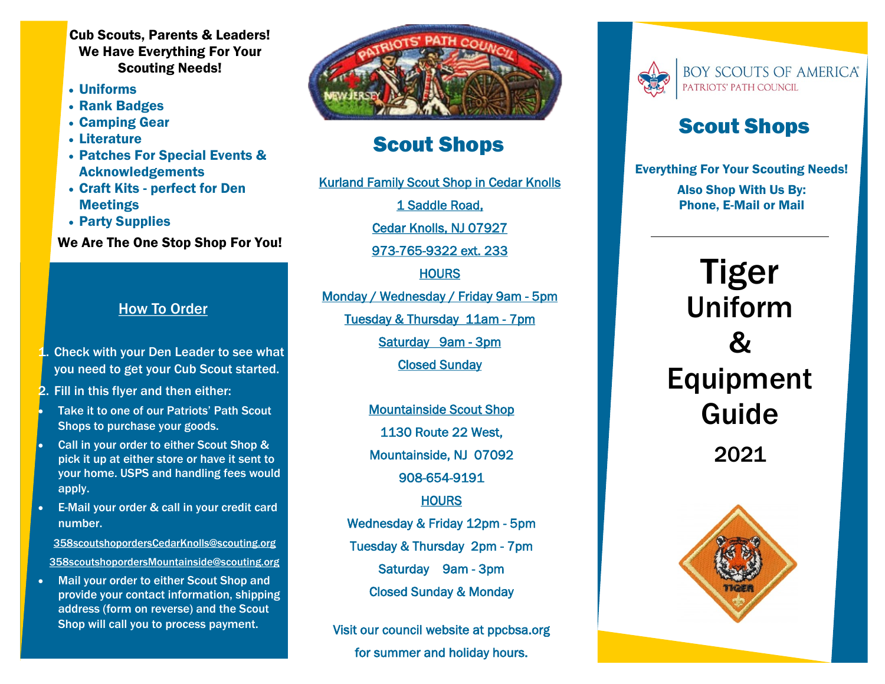**Cub Scouts, Parents & Leaders!**
**We Have Everything For Your Scouting Needs!**

- **Uniforms**
- **Rank Badges**
- **Camping Gear**
- **Literature**
- **Patches For Special Events & Acknowledgements**
- **Craft Kits - perfect for Den Meetings**
- **Party Supplies**

**We Are The One Stop Shop For You!**

## How To Order

1. Check with your Den Leader to see what you need to get your Cub Scout started.
2. Fill in this flyer and then either:

- Take it to one of our Patriots' Path Scout Shops to purchase your goods.
- Call in your order to either Scout Shop & pick it up at either store or have it sent to your home. USPS and handling fees would apply.
- E-Mail your order & call in your credit card number.

  358scoutshopordersCedarKnolls@scouting.org

  358scoutshopordersMountainside@scouting.org
- Mail your order to either Scout Shop and provide your contact information, shipping address (form on reverse) and the Scout Shop will call you to process payment.

PATRIOTS' PATH COUNCIL
NEW JERSEY

# Scout Shops

Kurland Family Scout Shop in Cedar Knolls

1 Saddle Road,

Cedar Knolls, NJ 07927

973-765-9322 ext. 233

HOURS

Monday / Wednesday / Friday 9am - 5pm

Tuesday & Thursday 11am - 7pm

Saturday 9am - 3pm

Closed Sunday

Mountainside Scout Shop

1130 Route 22 West,

Mountainside, NJ 07092

908-654-9191

HOURS

Wednesday & Friday 12pm - 5pm

Tuesday & Thursday 2pm - 7pm

Saturday 9am - 3pm

Closed Sunday & Monday

Visit our council website at ppcbsa.org for summer and holiday hours.

BOY SCOUTS OF AMERICA
PATRIOTS' PATH COUNCIL

# Scout Shops

**Everything For Your Scouting Needs!**

**Also Shop With Us By: Phone, E-Mail or Mail**

# Tiger Uniform & Equipment Guide

## 2021

TIGER